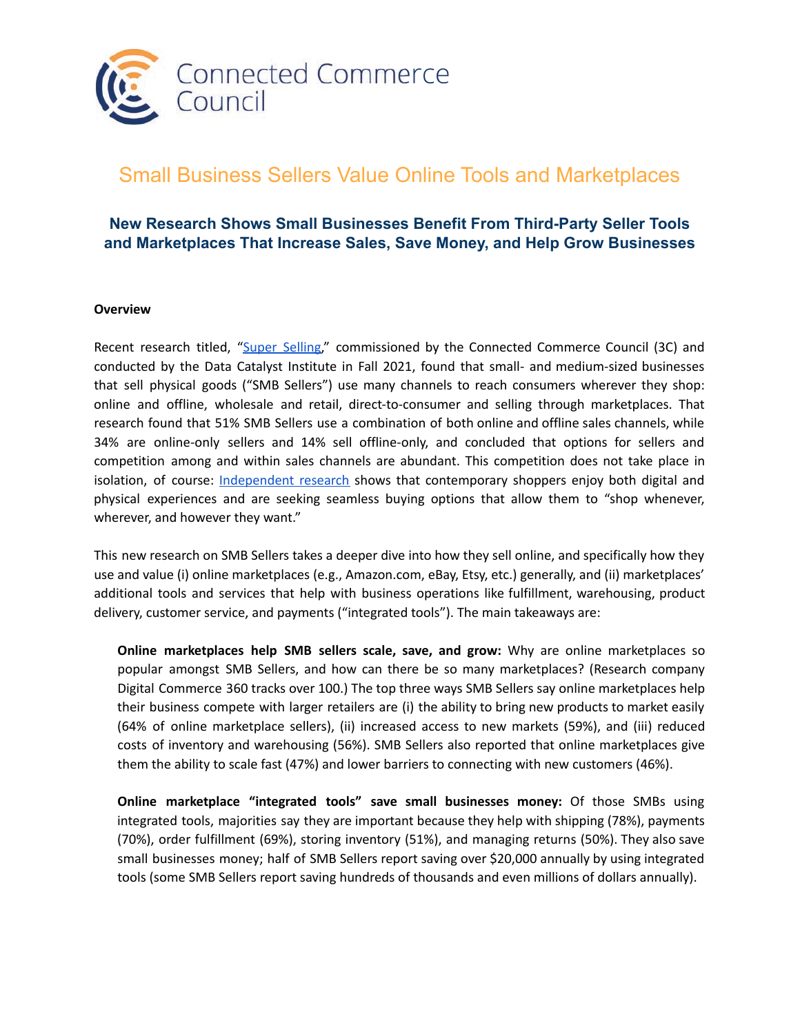Connected Commerce Council

# Small Business Sellers Value Online Tools and Marketplaces

## New Research Shows Small Businesses Benefit From Third-Party Seller Tools and Marketplaces That Increase Sales, Save Money, and Help Grow Businesses

**Overview**

Recent research titled, "Super Selling," commissioned by the Connected Commerce Council (3C) and conducted by the Data Catalyst Institute in Fall 2021, found that small- and medium-sized businesses that sell physical goods ("SMB Sellers") use many channels to reach consumers wherever they shop: online and offline, wholesale and retail, direct-to-consumer and selling through marketplaces. That research found that 51% SMB Sellers use a combination of both online and offline sales channels, while 34% are online-only sellers and 14% sell offline-only, and concluded that options for sellers and competition among and within sales channels are abundant. This competition does not take place in isolation, of course: Independent research shows that contemporary shoppers enjoy both digital and physical experiences and are seeking seamless buying options that allow them to "shop whenever, wherever, and however they want."

This new research on SMB Sellers takes a deeper dive into how they sell online, and specifically how they use and value (i) online marketplaces (e.g., Amazon.com, eBay, Etsy, etc.) generally, and (ii) marketplaces' additional tools and services that help with business operations like fulfillment, warehousing, product delivery, customer service, and payments ("integrated tools"). The main takeaways are:

**Online marketplaces help SMB sellers scale, save, and grow:** Why are online marketplaces so popular amongst SMB Sellers, and how can there be so many marketplaces? (Research company Digital Commerce 360 tracks over 100.) The top three ways SMB Sellers say online marketplaces help their business compete with larger retailers are (i) the ability to bring new products to market easily (64% of online marketplace sellers), (ii) increased access to new markets (59%), and (iii) reduced costs of inventory and warehousing (56%). SMB Sellers also reported that online marketplaces give them the ability to scale fast (47%) and lower barriers to connecting with new customers (46%).

**Online marketplace "integrated tools" save small businesses money:** Of those SMBs using integrated tools, majorities say they are important because they help with shipping (78%), payments (70%), order fulfillment (69%), storing inventory (51%), and managing returns (50%). They also save small businesses money; half of SMB Sellers report saving over $20,000 annually by using integrated tools (some SMB Sellers report saving hundreds of thousands and even millions of dollars annually).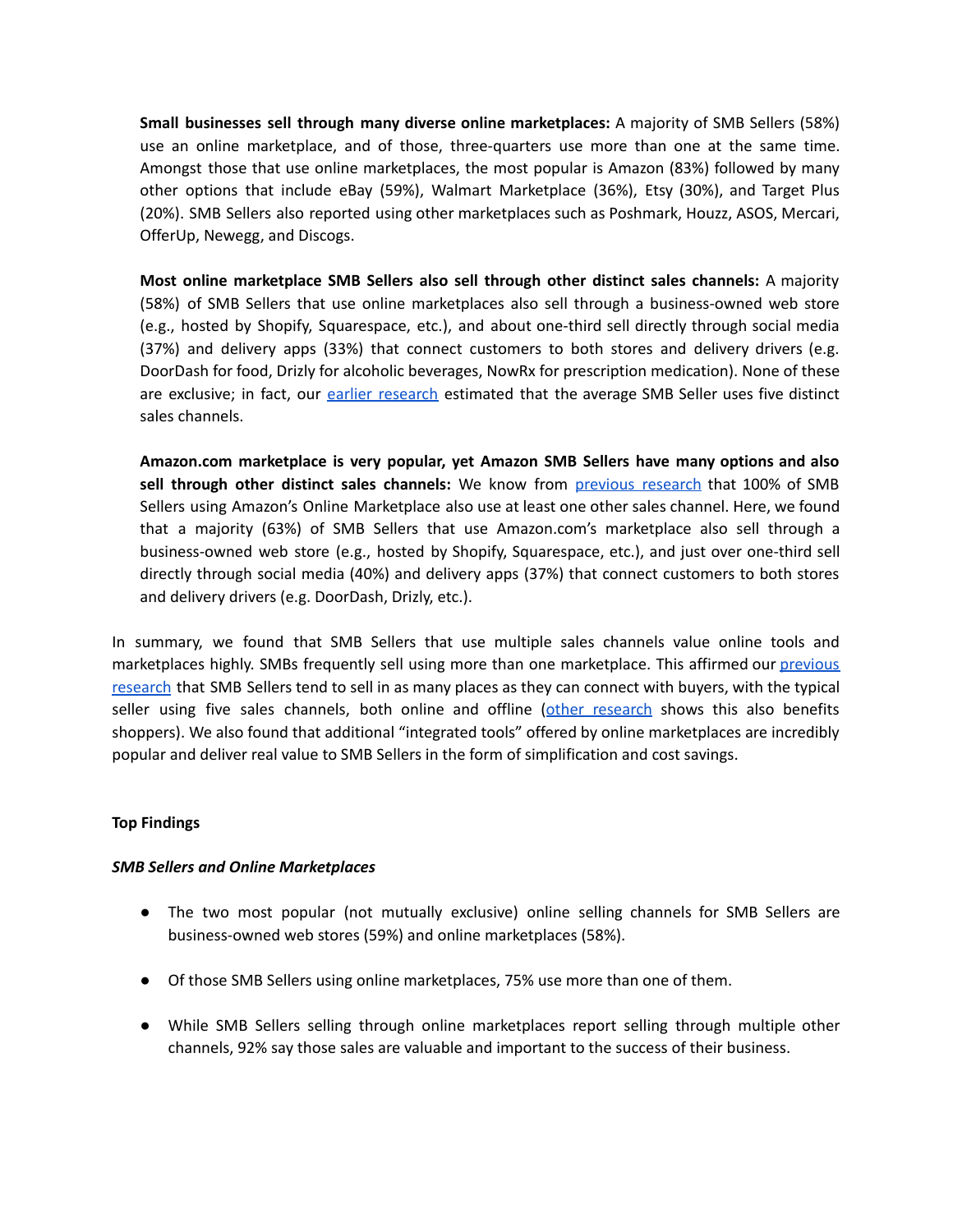**Small businesses sell through many diverse online marketplaces:** A majority of SMB Sellers (58%) use an online marketplace, and of those, three-quarters use more than one at the same time. Amongst those that use online marketplaces, the most popular is Amazon (83%) followed by many other options that include eBay (59%), Walmart Marketplace (36%), Etsy (30%), and Target Plus (20%). SMB Sellers also reported using other marketplaces such as Poshmark, Houzz, ASOS, Mercari, OfferUp, Newegg, and Discogs.

**Most online marketplace SMB Sellers also sell through other distinct sales channels:** A majority (58%) of SMB Sellers that use online marketplaces also sell through a business-owned web store (e.g., hosted by Shopify, Squarespace, etc.), and about one-third sell directly through social media (37%) and delivery apps (33%) that connect customers to both stores and delivery drivers (e.g. DoorDash for food, Drizly for alcoholic beverages, NowRx for prescription medication). None of these are exclusive; in fact, our earlier research estimated that the average SMB Seller uses five distinct sales channels.

**Amazon.com marketplace is very popular, yet Amazon SMB Sellers have many options and also sell through other distinct sales channels:** We know from previous research that 100% of SMB Sellers using Amazon's Online Marketplace also use at least one other sales channel. Here, we found that a majority (63%) of SMB Sellers that use Amazon.com's marketplace also sell through a business-owned web store (e.g., hosted by Shopify, Squarespace, etc.), and just over one-third sell directly through social media (40%) and delivery apps (37%) that connect customers to both stores and delivery drivers (e.g. DoorDash, Drizly, etc.).

In summary, we found that SMB Sellers that use multiple sales channels value online tools and marketplaces highly. SMBs frequently sell using more than one marketplace. This affirmed our previous research that SMB Sellers tend to sell in as many places as they can connect with buyers, with the typical seller using five sales channels, both online and offline (other research shows this also benefits shoppers). We also found that additional "integrated tools" offered by online marketplaces are incredibly popular and deliver real value to SMB Sellers in the form of simplification and cost savings.

**Top Findings**

***SMB Sellers and Online Marketplaces***

- The two most popular (not mutually exclusive) online selling channels for SMB Sellers are business-owned web stores (59%) and online marketplaces (58%).
- Of those SMB Sellers using online marketplaces, 75% use more than one of them.
- While SMB Sellers selling through online marketplaces report selling through multiple other channels, 92% say those sales are valuable and important to the success of their business.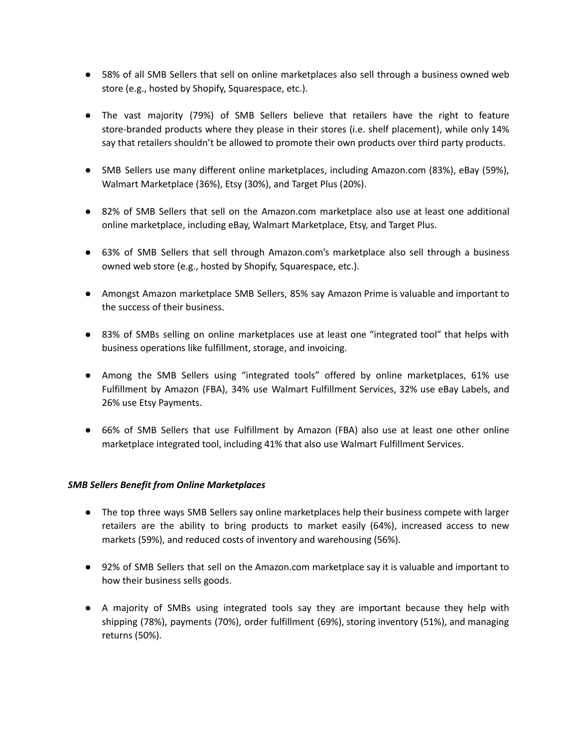- 58% of all SMB Sellers that sell on online marketplaces also sell through a business owned web store (e.g., hosted by Shopify, Squarespace, etc.).

- The vast majority (79%) of SMB Sellers believe that retailers have the right to feature store-branded products where they please in their stores (i.e. shelf placement), while only 14% say that retailers shouldn't be allowed to promote their own products over third party products.

- SMB Sellers use many different online marketplaces, including Amazon.com (83%), eBay (59%), Walmart Marketplace (36%), Etsy (30%), and Target Plus (20%).

- 82% of SMB Sellers that sell on the Amazon.com marketplace also use at least one additional online marketplace, including eBay, Walmart Marketplace, Etsy, and Target Plus.

- 63% of SMB Sellers that sell through Amazon.com's marketplace also sell through a business owned web store (e.g., hosted by Shopify, Squarespace, etc.).

- Amongst Amazon marketplace SMB Sellers, 85% say Amazon Prime is valuable and important to the success of their business.

- 83% of SMBs selling on online marketplaces use at least one "integrated tool" that helps with business operations like fulfillment, storage, and invoicing.

- Among the SMB Sellers using "integrated tools" offered by online marketplaces, 61% use Fulfillment by Amazon (FBA), 34% use Walmart Fulfillment Services, 32% use eBay Labels, and 26% use Etsy Payments.

- 66% of SMB Sellers that use Fulfillment by Amazon (FBA) also use at least one other online marketplace integrated tool, including 41% that also use Walmart Fulfillment Services.

***SMB Sellers Benefit from Online Marketplaces***

- The top three ways SMB Sellers say online marketplaces help their business compete with larger retailers are the ability to bring products to market easily (64%), increased access to new markets (59%), and reduced costs of inventory and warehousing (56%).

- 92% of SMB Sellers that sell on the Amazon.com marketplace say it is valuable and important to how their business sells goods.

- A majority of SMBs using integrated tools say they are important because they help with shipping (78%), payments (70%), order fulfillment (69%), storing inventory (51%), and managing returns (50%).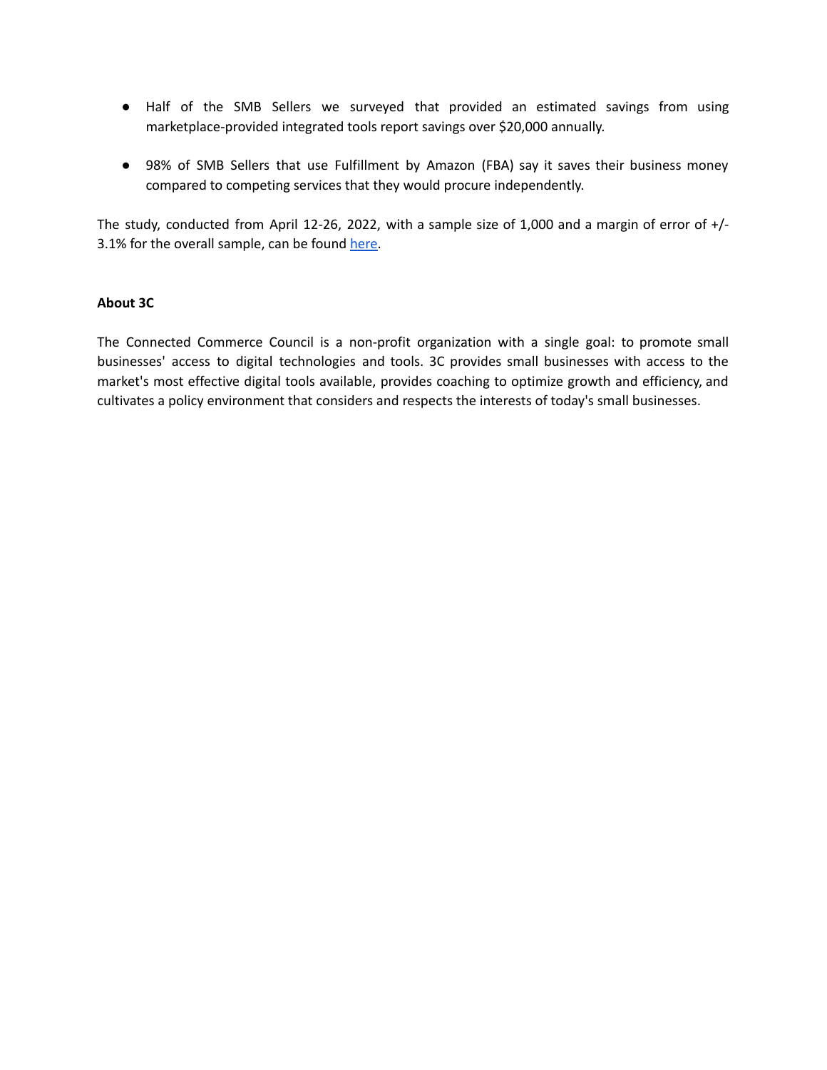- Half of the SMB Sellers we surveyed that provided an estimated savings from using marketplace-provided integrated tools report savings over $20,000 annually.

- 98% of SMB Sellers that use Fulfillment by Amazon (FBA) say it saves their business money compared to competing services that they would procure independently.

The study, conducted from April 12-26, 2022, with a sample size of 1,000 and a margin of error of +/- 3.1% for the overall sample, can be found here.

**About 3C**

The Connected Commerce Council is a non-profit organization with a single goal: to promote small businesses' access to digital technologies and tools. 3C provides small businesses with access to the market's most effective digital tools available, provides coaching to optimize growth and efficiency, and cultivates a policy environment that considers and respects the interests of today's small businesses.